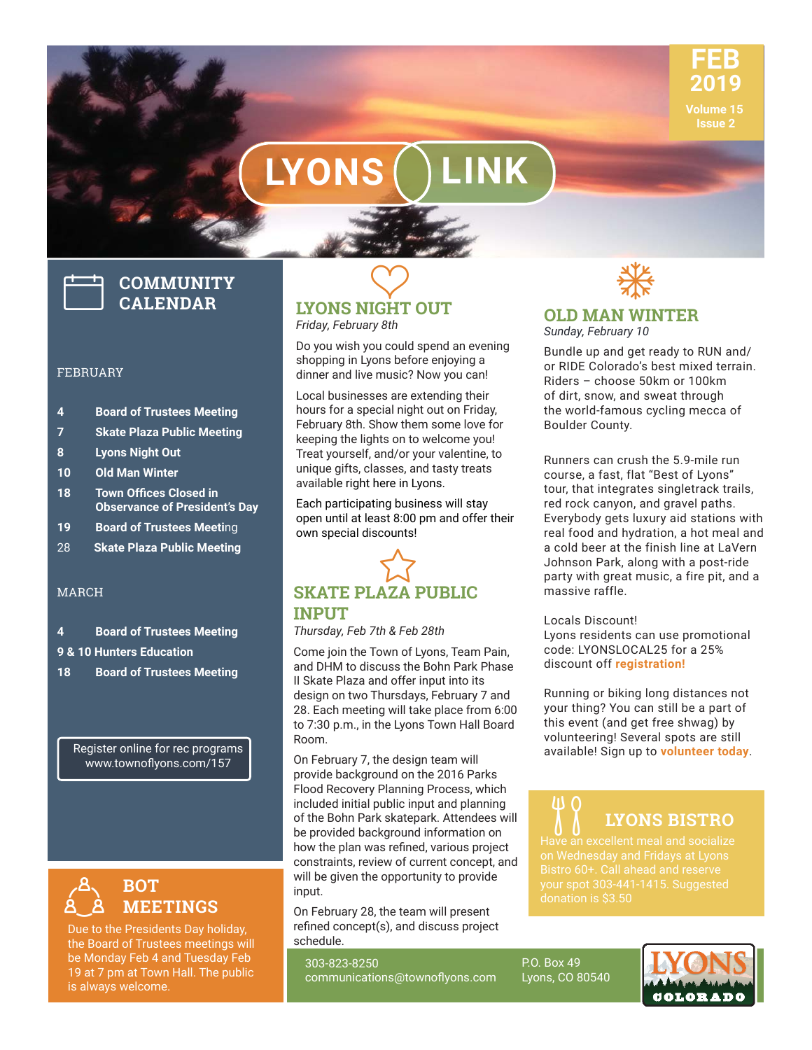# LYONS LINK

FEB 2019
Volume 15
Issue 2

## COMMUNITY CALENDAR

FEBRUARY

- **4** **Board of Trustees Meeting**
- **7** **Skate Plaza Public Meeting**
- **8** **Lyons Night Out**
- **10** **Old Man Winter**
- **18** **Town Offices Closed in Observance of President's Day**
- **19** **Board of Trustees Meeting**
- 28 **Skate Plaza Public Meeting**

MARCH

- **4** **Board of Trustees Meeting**
- **9 & 10** **Hunters Education**
- **18** **Board of Trustees Meeting**

Register online for rec programs
www.townoflyons.com/157

## BOT MEETINGS

Due to the Presidents Day holiday, the Board of Trustees meetings will be Monday Feb 4 and Tuesday Feb 19 at 7 pm at Town Hall. The public is always welcome.

## LYONS NIGHT OUT

*Friday, February 8th*

Do you wish you could spend an evening shopping in Lyons before enjoying a dinner and live music? Now you can!

Local businesses are extending their hours for a special night out on Friday, February 8th. Show them some love for keeping the lights on to welcome you! Treat yourself, and/or your valentine, to unique gifts, classes, and tasty treats available right here in Lyons.

Each participating business will stay open until at least 8:00 pm and offer their own special discounts!

## SKATE PLAZA PUBLIC INPUT

*Thursday, Feb 7th & Feb 28th*

Come join the Town of Lyons, Team Pain, and DHM to discuss the Bohn Park Phase II Skate Plaza and offer input into its design on two Thursdays, February 7 and 28. Each meeting will take place from 6:00 to 7:30 p.m., in the Lyons Town Hall Board Room.

On February 7, the design team will provide background on the 2016 Parks Flood Recovery Planning Process, which included initial public input and planning of the Bohn Park skatepark. Attendees will be provided background information on how the plan was refined, various project constraints, review of current concept, and will be given the opportunity to provide input.

On February 28, the team will present refined concept(s), and discuss project schedule.

## OLD MAN WINTER

*Sunday, February 10*

Bundle up and get ready to RUN and/or RIDE Colorado's best mixed terrain. Riders – choose 50km or 100km of dirt, snow, and sweat through the world-famous cycling mecca of Boulder County.

Runners can crush the 5.9-mile run course, a fast, flat "Best of Lyons" tour, that integrates singletrack trails, red rock canyon, and gravel paths. Everybody gets luxury aid stations with real food and hydration, a hot meal and a cold beer at the finish line at LaVern Johnson Park, along with a post-ride party with great music, a fire pit, and a massive raffle.

Locals Discount!
Lyons residents can use promotional code: LYONSLOCAL25 for a 25% discount off **registration!**

Running or biking long distances not your thing? You can still be a part of this event (and get free shwag) by volunteering! Several spots are still available! Sign up to **volunteer today**.

## LYONS BISTRO

Have an excellent meal and socialize on Wednesday and Fridays at Lyons Bistro 60+. Call ahead and reserve your spot 303-441-1415. Suggested donation is $3.50

303-823-8250
communications@townoflyons.com

P.O. Box 49
Lyons, CO 80540

LYONS COLORADO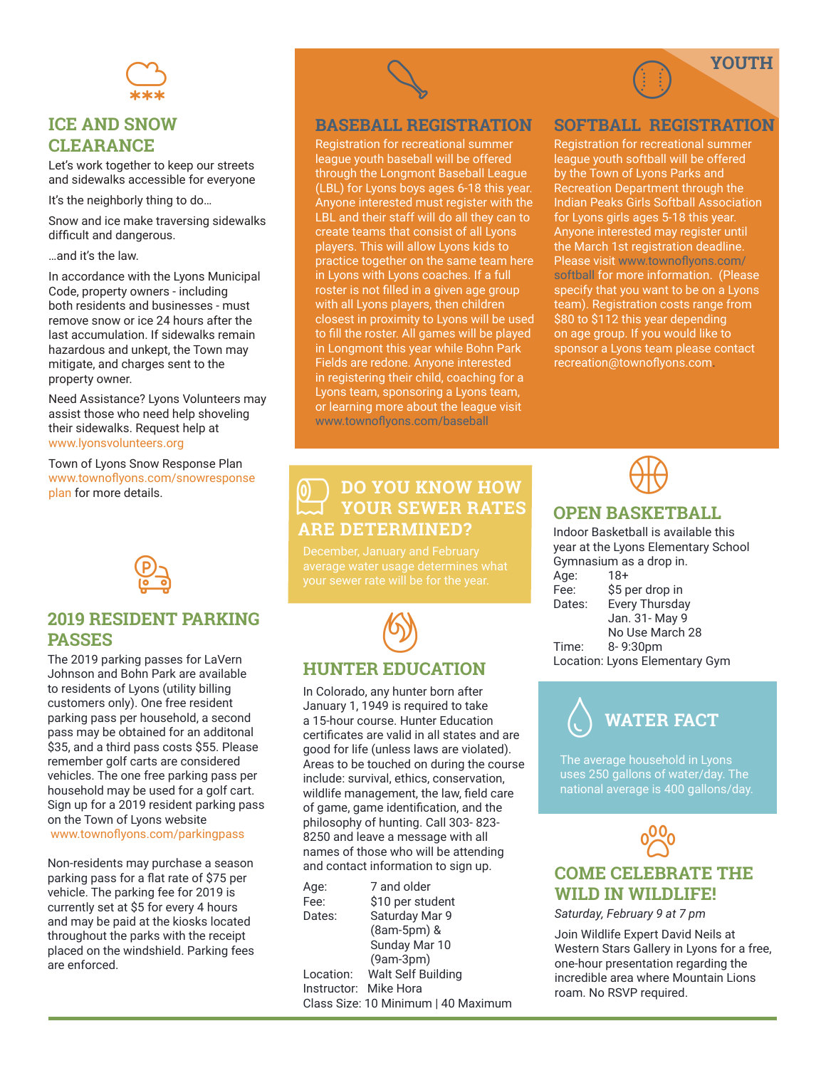## ICE AND SNOW CLEARANCE

Let's work together to keep our streets and sidewalks accessible for everyone

It's the neighborly thing to do…

Snow and ice make traversing sidewalks difficult and dangerous.

…and it's the law.

In accordance with the Lyons Municipal Code, property owners - including both residents and businesses - must remove snow or ice 24 hours after the last accumulation. If sidewalks remain hazardous and unkept, the Town may mitigate, and charges sent to the property owner.

Need Assistance? Lyons Volunteers may assist those who need help shoveling their sidewalks. Request help at www.lyonsvolunteers.org

Town of Lyons Snow Response Plan www.townoflyons.com/snowresponseplan for more details.

## 2019 RESIDENT PARKING PASSES

The 2019 parking passes for LaVern Johnson and Bohn Park are available to residents of Lyons (utility billing customers only). One free resident parking pass per household, a second pass may be obtained for an additonal $35, and a third pass costs $55. Please remember golf carts are considered vehicles. The one free parking pass per household may be used for a golf cart. Sign up for a 2019 resident parking pass on the Town of Lyons website www.townoflyons.com/parkingpass

Non-residents may purchase a season parking pass for a flat rate of $75 per vehicle. The parking fee for 2019 is currently set at $5 for every 4 hours and may be paid at the kiosks located throughout the parks with the receipt placed on the windshield. Parking fees are enforced.

YOUTH

## BASEBALL REGISTRATION

Registration for recreational summer league youth baseball will be offered through the Longmont Baseball League (LBL) for Lyons boys ages 6-18 this year. Anyone interested must register with the LBL and their staff will do all they can to create teams that consist of all Lyons players. This will allow Lyons kids to practice together on the same team here in Lyons with Lyons coaches. If a full roster is not filled in a given age group with all Lyons players, then children closest in proximity to Lyons will be used to fill the roster. All games will be played in Longmont this year while Bohn Park Fields are redone. Anyone interested in registering their child, coaching for a Lyons team, sponsoring a Lyons team, or learning more about the league visit www.townoflyons.com/baseball

## SOFTBALL REGISTRATION

Registration for recreational summer league youth softball will be offered by the Town of Lyons Parks and Recreation Department through the Indian Peaks Girls Softball Association for Lyons girls ages 5-18 this year. Anyone interested may register until the March 1st registration deadline. Please visit www.townoflyons.com/softball for more information. (Please specify that you want to be on a Lyons team). Registration costs range from $80 to $112 this year depending on age group. If you would like to sponsor a Lyons team please contact recreation@townoflyons.com.

## DO YOU KNOW HOW YOUR SEWER RATES ARE DETERMINED?

December, January and February average water usage determines what your sewer rate will be for the year.

## HUNTER EDUCATION

In Colorado, any hunter born after January 1, 1949 is required to take a 15-hour course. Hunter Education certificates are valid in all states and are good for life (unless laws are violated). Areas to be touched on during the course include: survival, ethics, conservation, wildlife management, the law, field care of game, game identification, and the philosophy of hunting. Call 303- 823-8250 and leave a message with all names of those who will be attending and contact information to sign up.

Age: 7 and older
Fee: $10 per student
Dates: Saturday Mar 9 (8am-5pm) & Sunday Mar 10 (9am-3pm)
Location: Walt Self Building
Instructor: Mike Hora
Class Size: 10 Minimum | 40 Maximum

## OPEN BASKETBALL

Indoor Basketball is available this year at the Lyons Elementary School Gymnasium as a drop in.

Age: 18+
Fee: $5 per drop in
Dates: Every Thursday Jan. 31- May 9, No Use March 28
Time: 8- 9:30pm
Location: Lyons Elementary Gym

## WATER FACT

The average household in Lyons uses 250 gallons of water/day. The national average is 400 gallons/day.

## COME CELEBRATE THE WILD IN WILDLIFE!

*Saturday, February 9 at 7 pm*

Join Wildlife Expert David Neils at Western Stars Gallery in Lyons for a free, one-hour presentation regarding the incredible area where Mountain Lions roam. No RSVP required.